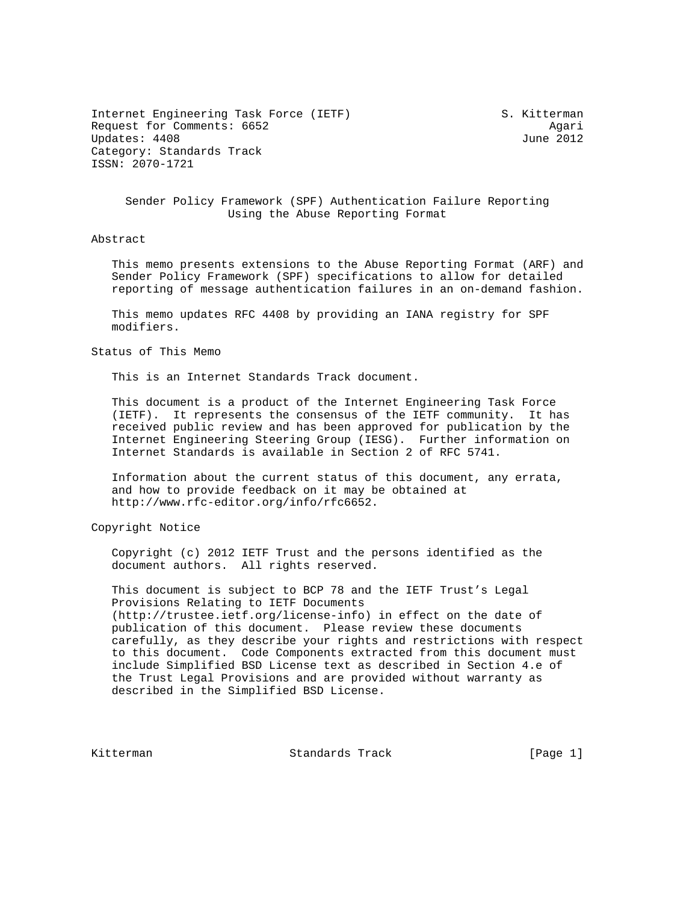Internet Engineering Task Force (IETF) S. Kitterman
Request for Comments: 6652 Agari
Updates: 4408 June 2012
Category: Standards Track
ISSN: 2070-1721

# Sender Policy Framework (SPF) Authentication Failure Reporting Using the Abuse Reporting Format

## Abstract

This memo presents extensions to the Abuse Reporting Format (ARF) and Sender Policy Framework (SPF) specifications to allow for detailed reporting of message authentication failures in an on-demand fashion.

This memo updates RFC 4408 by providing an IANA registry for SPF modifiers.

## Status of This Memo

This is an Internet Standards Track document.

This document is a product of the Internet Engineering Task Force (IETF). It represents the consensus of the IETF community. It has received public review and has been approved for publication by the Internet Engineering Steering Group (IESG). Further information on Internet Standards is available in Section 2 of RFC 5741.

Information about the current status of this document, any errata, and how to provide feedback on it may be obtained at http://www.rfc-editor.org/info/rfc6652.

## Copyright Notice

Copyright (c) 2012 IETF Trust and the persons identified as the document authors. All rights reserved.

This document is subject to BCP 78 and the IETF Trust's Legal Provisions Relating to IETF Documents (http://trustee.ietf.org/license-info) in effect on the date of publication of this document. Please review these documents carefully, as they describe your rights and restrictions with respect to this document. Code Components extracted from this document must include Simplified BSD License text as described in Section 4.e of the Trust Legal Provisions and are provided without warranty as described in the Simplified BSD License.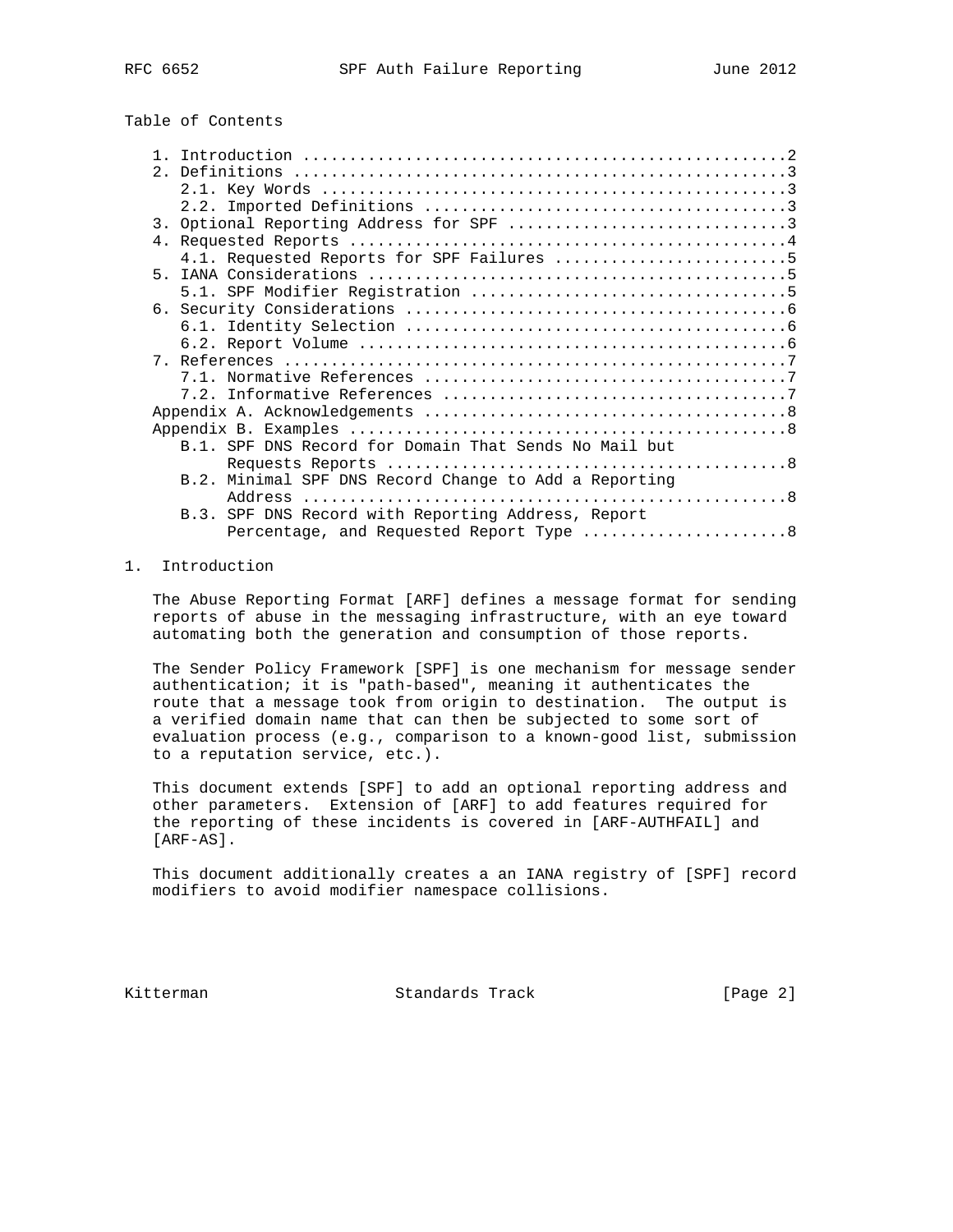Table of Contents

```
   1. Introduction ....................................................2
   2. Definitions .....................................................3
      2.1. Key Words ..................................................3
      2.2. Imported Definitions .......................................3
   3. Optional Reporting Address for SPF ..............................3
   4. Requested Reports ...............................................4
      4.1. Requested Reports for SPF Failures .........................5
   5. IANA Considerations .............................................5
      5.1. SPF Modifier Registration ..................................5
   6. Security Considerations .........................................6
      6.1. Identity Selection .........................................6
      6.2. Report Volume ..............................................6
   7. References ......................................................7
      7.1. Normative References .......................................7
      7.2. Informative References .....................................7
   Appendix A. Acknowledgements .......................................8
   Appendix B. Examples ...............................................8
      B.1. SPF DNS Record for Domain That Sends No Mail but
           Requests Reports ...........................................8
      B.2. Minimal SPF DNS Record Change to Add a Reporting
           Address ....................................................8
      B.3. SPF DNS Record with Reporting Address, Report
           Percentage, and Requested Report Type ......................8
```

# 1. Introduction

The Abuse Reporting Format [ARF] defines a message format for sending reports of abuse in the messaging infrastructure, with an eye toward automating both the generation and consumption of those reports.

The Sender Policy Framework [SPF] is one mechanism for message sender authentication; it is "path-based", meaning it authenticates the route that a message took from origin to destination. The output is a verified domain name that can then be subjected to some sort of evaluation process (e.g., comparison to a known-good list, submission to a reputation service, etc.).

This document extends [SPF] to add an optional reporting address and other parameters. Extension of [ARF] to add features required for the reporting of these incidents is covered in [ARF-AUTHFAIL] and [ARF-AS].

This document additionally creates a an IANA registry of [SPF] record modifiers to avoid modifier namespace collisions.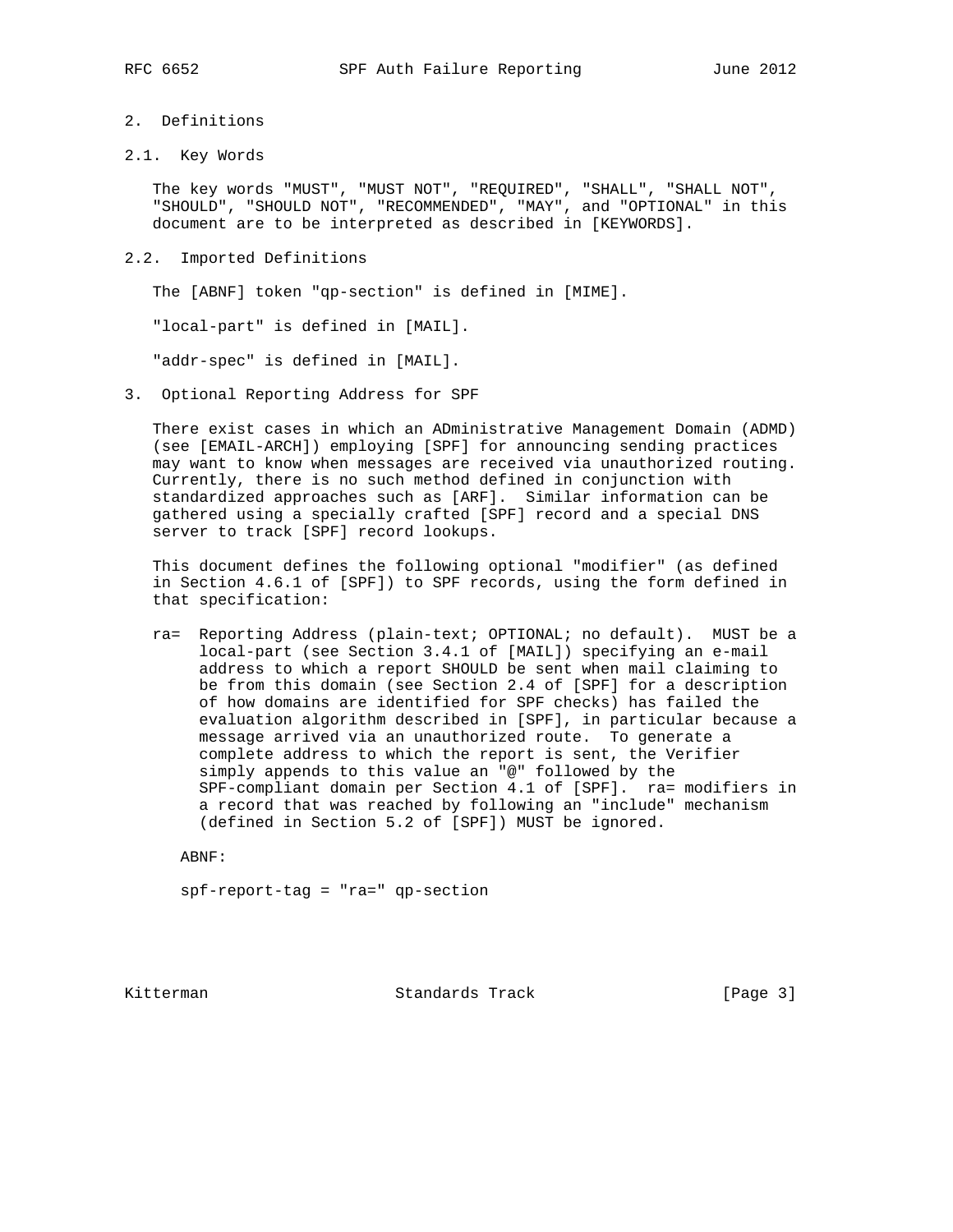## 2. Definitions

### 2.1. Key Words

The key words "MUST", "MUST NOT", "REQUIRED", "SHALL", "SHALL NOT", "SHOULD", "SHOULD NOT", "RECOMMENDED", "MAY", and "OPTIONAL" in this document are to be interpreted as described in [KEYWORDS].

### 2.2. Imported Definitions

The [ABNF] token "qp-section" is defined in [MIME].

"local-part" is defined in [MAIL].

"addr-spec" is defined in [MAIL].

## 3. Optional Reporting Address for SPF

There exist cases in which an ADministrative Management Domain (ADMD) (see [EMAIL-ARCH]) employing [SPF] for announcing sending practices may want to know when messages are received via unauthorized routing. Currently, there is no such method defined in conjunction with standardized approaches such as [ARF]. Similar information can be gathered using a specially crafted [SPF] record and a special DNS server to track [SPF] record lookups.

This document defines the following optional "modifier" (as defined in Section 4.6.1 of [SPF]) to SPF records, using the form defined in that specification:

ra= Reporting Address (plain-text; OPTIONAL; no default). MUST be a local-part (see Section 3.4.1 of [MAIL]) specifying an e-mail address to which a report SHOULD be sent when mail claiming to be from this domain (see Section 2.4 of [SPF] for a description of how domains are identified for SPF checks) has failed the evaluation algorithm described in [SPF], in particular because a message arrived via an unauthorized route. To generate a complete address to which the report is sent, the Verifier simply appends to this value an "@" followed by the SPF-compliant domain per Section 4.1 of [SPF]. ra= modifiers in a record that was reached by following an "include" mechanism (defined in Section 5.2 of [SPF]) MUST be ignored.

ABNF:

```
spf-report-tag = "ra=" qp-section
```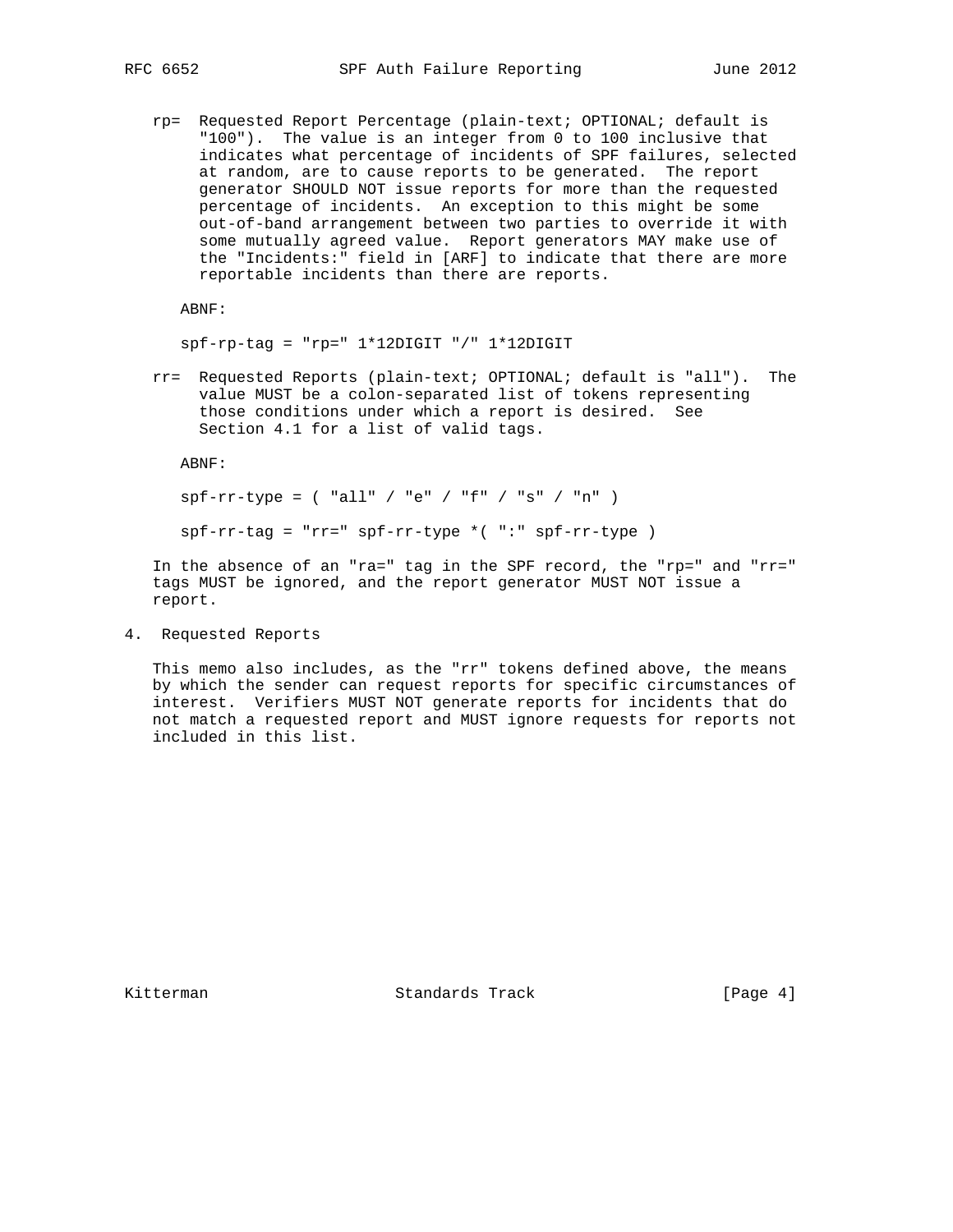rp= Requested Report Percentage (plain-text; OPTIONAL; default is "100"). The value is an integer from 0 to 100 inclusive that indicates what percentage of incidents of SPF failures, selected at random, are to cause reports to be generated. The report generator SHOULD NOT issue reports for more than the requested percentage of incidents. An exception to this might be some out-of-band arrangement between two parties to override it with some mutually agreed value. Report generators MAY make use of the "Incidents:" field in [ARF] to indicate that there are more reportable incidents than there are reports.

ABNF:

```
spf-rp-tag = "rp=" 1*12DIGIT "/" 1*12DIGIT
```

rr= Requested Reports (plain-text; OPTIONAL; default is "all"). The value MUST be a colon-separated list of tokens representing those conditions under which a report is desired. See Section 4.1 for a list of valid tags.

ABNF:

```
spf-rr-type = ( "all" / "e" / "f" / "s" / "n" )

spf-rr-tag = "rr=" spf-rr-type *( ":" spf-rr-type )
```

In the absence of an "ra=" tag in the SPF record, the "rp=" and "rr=" tags MUST be ignored, and the report generator MUST NOT issue a report.

# 4. Requested Reports

This memo also includes, as the "rr" tokens defined above, the means by which the sender can request reports for specific circumstances of interest. Verifiers MUST NOT generate reports for incidents that do not match a requested report and MUST ignore requests for reports not included in this list.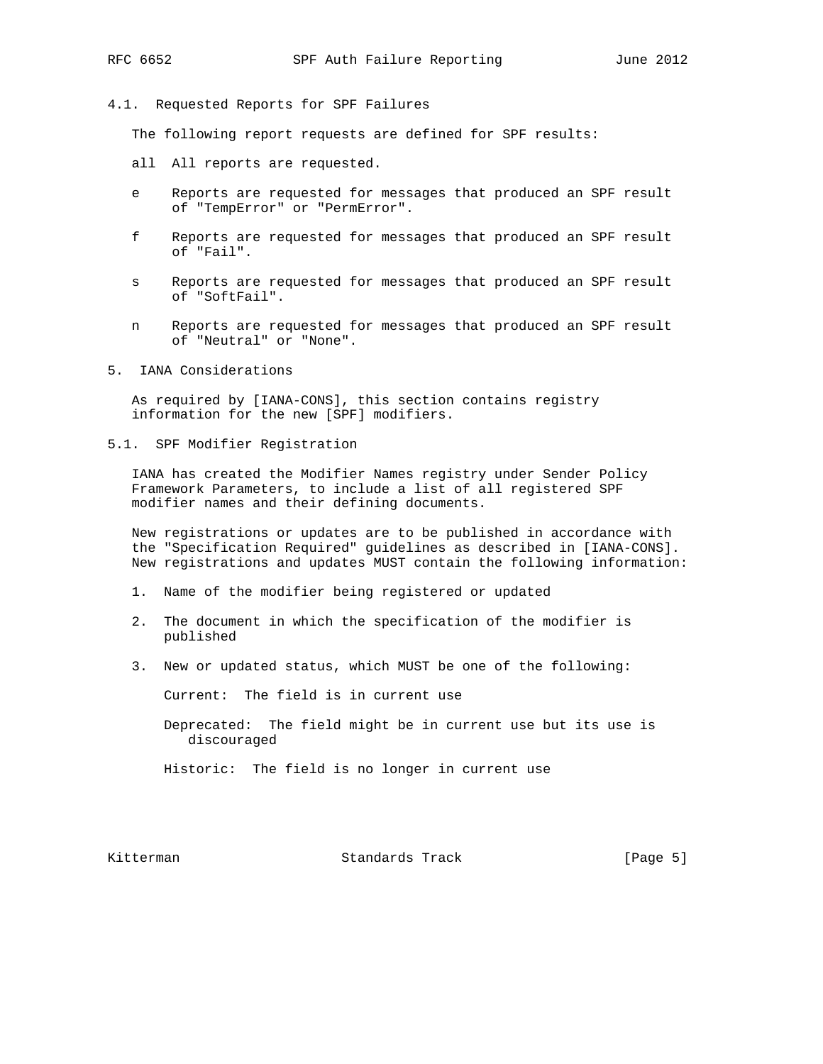### 4.1. Requested Reports for SPF Failures

The following report requests are defined for SPF results:

- **all** All reports are requested.
- **e** Reports are requested for messages that produced an SPF result of "TempError" or "PermError".
- **f** Reports are requested for messages that produced an SPF result of "Fail".
- **s** Reports are requested for messages that produced an SPF result of "SoftFail".
- **n** Reports are requested for messages that produced an SPF result of "Neutral" or "None".

## 5. IANA Considerations

As required by [IANA-CONS], this section contains registry information for the new [SPF] modifiers.

### 5.1. SPF Modifier Registration

IANA has created the Modifier Names registry under Sender Policy Framework Parameters, to include a list of all registered SPF modifier names and their defining documents.

New registrations or updates are to be published in accordance with the "Specification Required" guidelines as described in [IANA-CONS]. New registrations and updates MUST contain the following information:

1. Name of the modifier being registered or updated
2. The document in which the specification of the modifier is published
3. New or updated status, which MUST be one of the following:

   Current: The field is in current use

   Deprecated: The field might be in current use but its use is discouraged

   Historic: The field is no longer in current use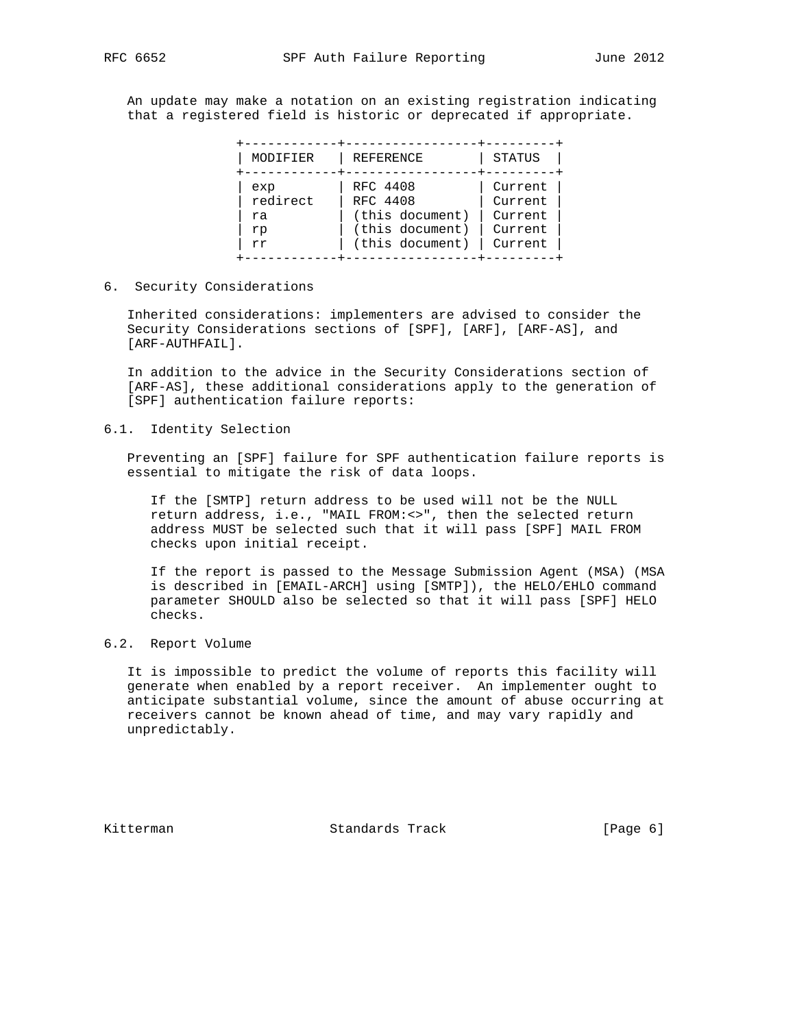An update may make a notation on an existing registration indicating that a registered field is historic or deprecated if appropriate.

| MODIFIER | REFERENCE | STATUS |
| --- | --- | --- |
| exp | RFC 4408 | Current |
| redirect | RFC 4408 | Current |
| ra | (this document) | Current |
| rp | (this document) | Current |
| rr | (this document) | Current |

## 6. Security Considerations

Inherited considerations: implementers are advised to consider the Security Considerations sections of [SPF], [ARF], [ARF-AS], and [ARF-AUTHFAIL].

In addition to the advice in the Security Considerations section of [ARF-AS], these additional considerations apply to the generation of [SPF] authentication failure reports:

### 6.1. Identity Selection

Preventing an [SPF] failure for SPF authentication failure reports is essential to mitigate the risk of data loops.

> If the [SMTP] return address to be used will not be the NULL return address, i.e., "MAIL FROM:<>", then the selected return address MUST be selected such that it will pass [SPF] MAIL FROM checks upon initial receipt.
>
> If the report is passed to the Message Submission Agent (MSA) (MSA is described in [EMAIL-ARCH] using [SMTP]), the HELO/EHLO command parameter SHOULD also be selected so that it will pass [SPF] HELO checks.

### 6.2. Report Volume

It is impossible to predict the volume of reports this facility will generate when enabled by a report receiver. An implementer ought to anticipate substantial volume, since the amount of abuse occurring at receivers cannot be known ahead of time, and may vary rapidly and unpredictably.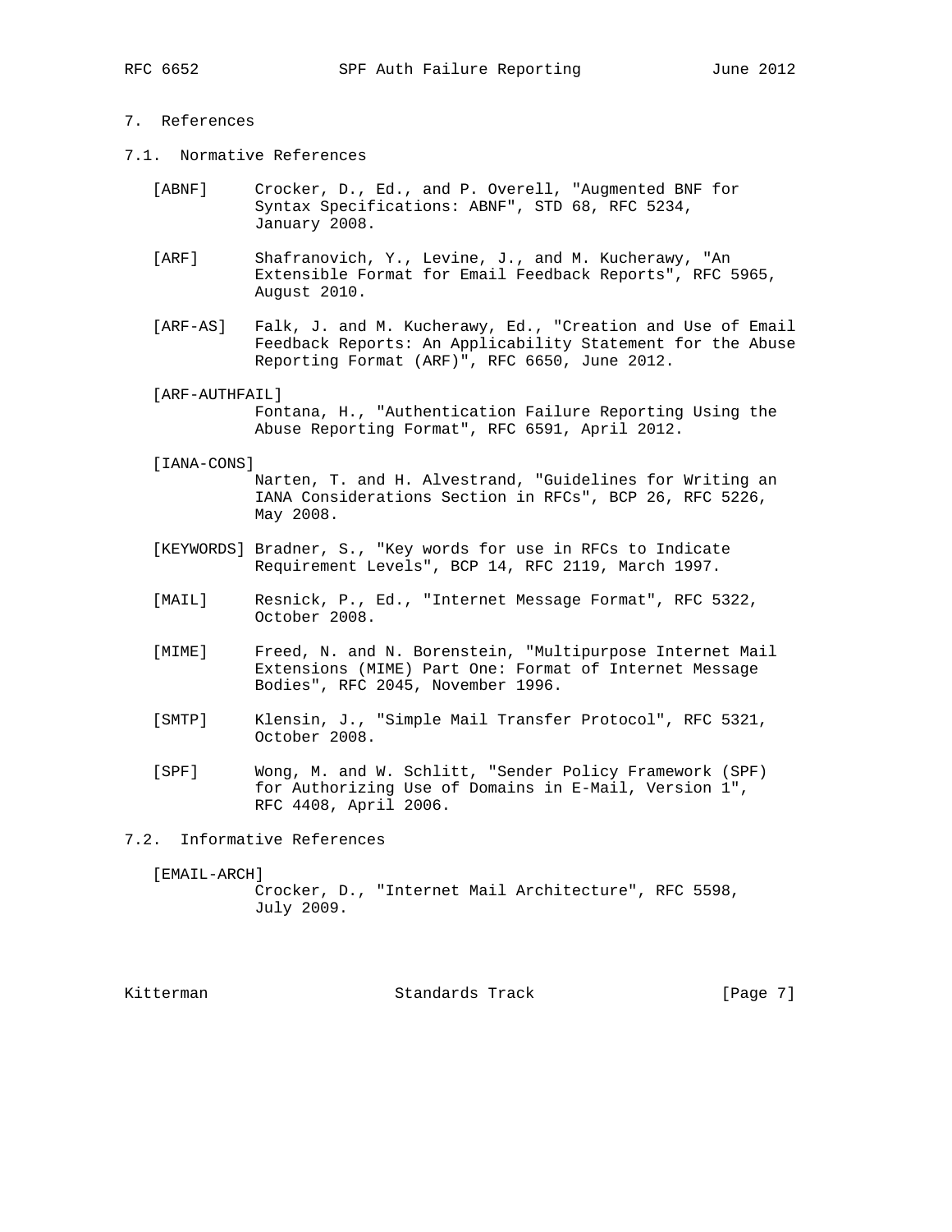## 7. References

### 7.1. Normative References

[ABNF] Crocker, D., Ed., and P. Overell, "Augmented BNF for Syntax Specifications: ABNF", STD 68, RFC 5234, January 2008.

[ARF] Shafranovich, Y., Levine, J., and M. Kucherawy, "An Extensible Format for Email Feedback Reports", RFC 5965, August 2010.

[ARF-AS] Falk, J. and M. Kucherawy, Ed., "Creation and Use of Email Feedback Reports: An Applicability Statement for the Abuse Reporting Format (ARF)", RFC 6650, June 2012.

[ARF-AUTHFAIL] Fontana, H., "Authentication Failure Reporting Using the Abuse Reporting Format", RFC 6591, April 2012.

[IANA-CONS] Narten, T. and H. Alvestrand, "Guidelines for Writing an IANA Considerations Section in RFCs", BCP 26, RFC 5226, May 2008.

[KEYWORDS] Bradner, S., "Key words for use in RFCs to Indicate Requirement Levels", BCP 14, RFC 2119, March 1997.

[MAIL] Resnick, P., Ed., "Internet Message Format", RFC 5322, October 2008.

[MIME] Freed, N. and N. Borenstein, "Multipurpose Internet Mail Extensions (MIME) Part One: Format of Internet Message Bodies", RFC 2045, November 1996.

[SMTP] Klensin, J., "Simple Mail Transfer Protocol", RFC 5321, October 2008.

[SPF] Wong, M. and W. Schlitt, "Sender Policy Framework (SPF) for Authorizing Use of Domains in E-Mail, Version 1", RFC 4408, April 2006.

### 7.2. Informative References

[EMAIL-ARCH] Crocker, D., "Internet Mail Architecture", RFC 5598, July 2009.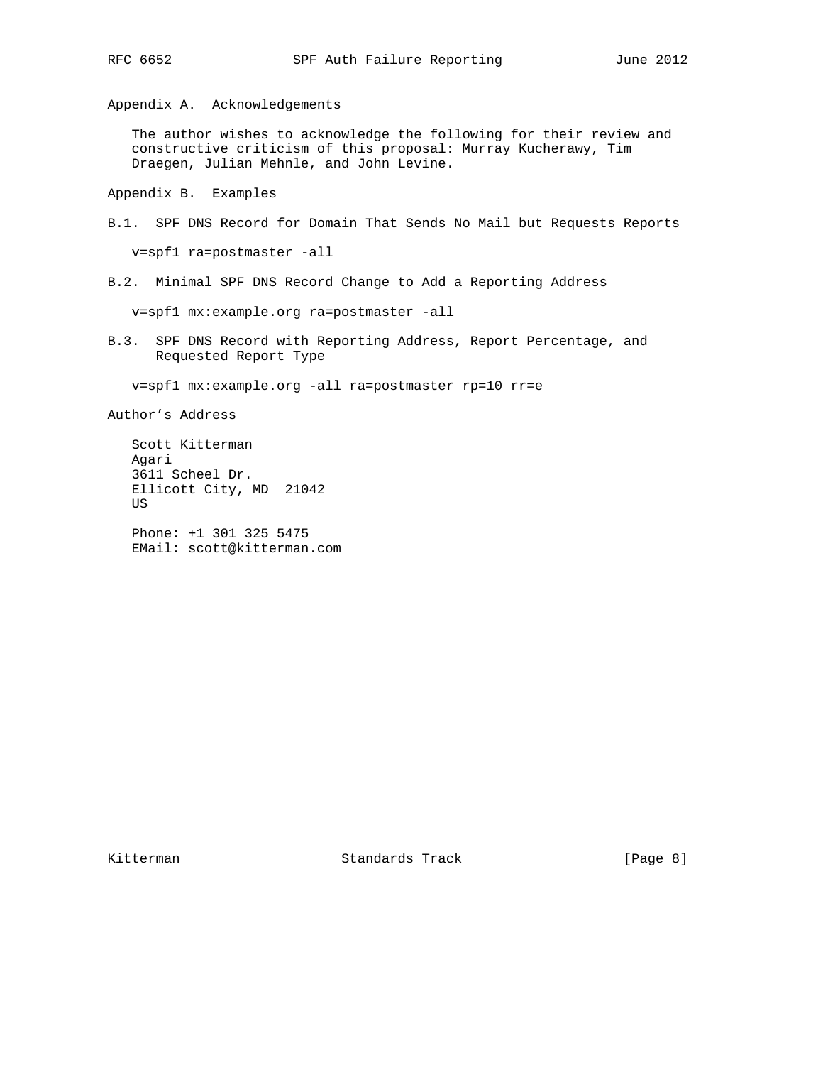## Appendix A. Acknowledgements

The author wishes to acknowledge the following for their review and constructive criticism of this proposal: Murray Kucherawy, Tim Draegen, Julian Mehnle, and John Levine.

## Appendix B. Examples

### B.1. SPF DNS Record for Domain That Sends No Mail but Requests Reports

```
v=spf1 ra=postmaster -all
```

### B.2. Minimal SPF DNS Record Change to Add a Reporting Address

```
v=spf1 mx:example.org ra=postmaster -all
```

### B.3. SPF DNS Record with Reporting Address, Report Percentage, and Requested Report Type

```
v=spf1 mx:example.org -all ra=postmaster rp=10 rr=e
```

## Author's Address

Scott Kitterman
Agari
3611 Scheel Dr.
Ellicott City, MD  21042
US

Phone: +1 301 325 5475
EMail: scott@kitterman.com